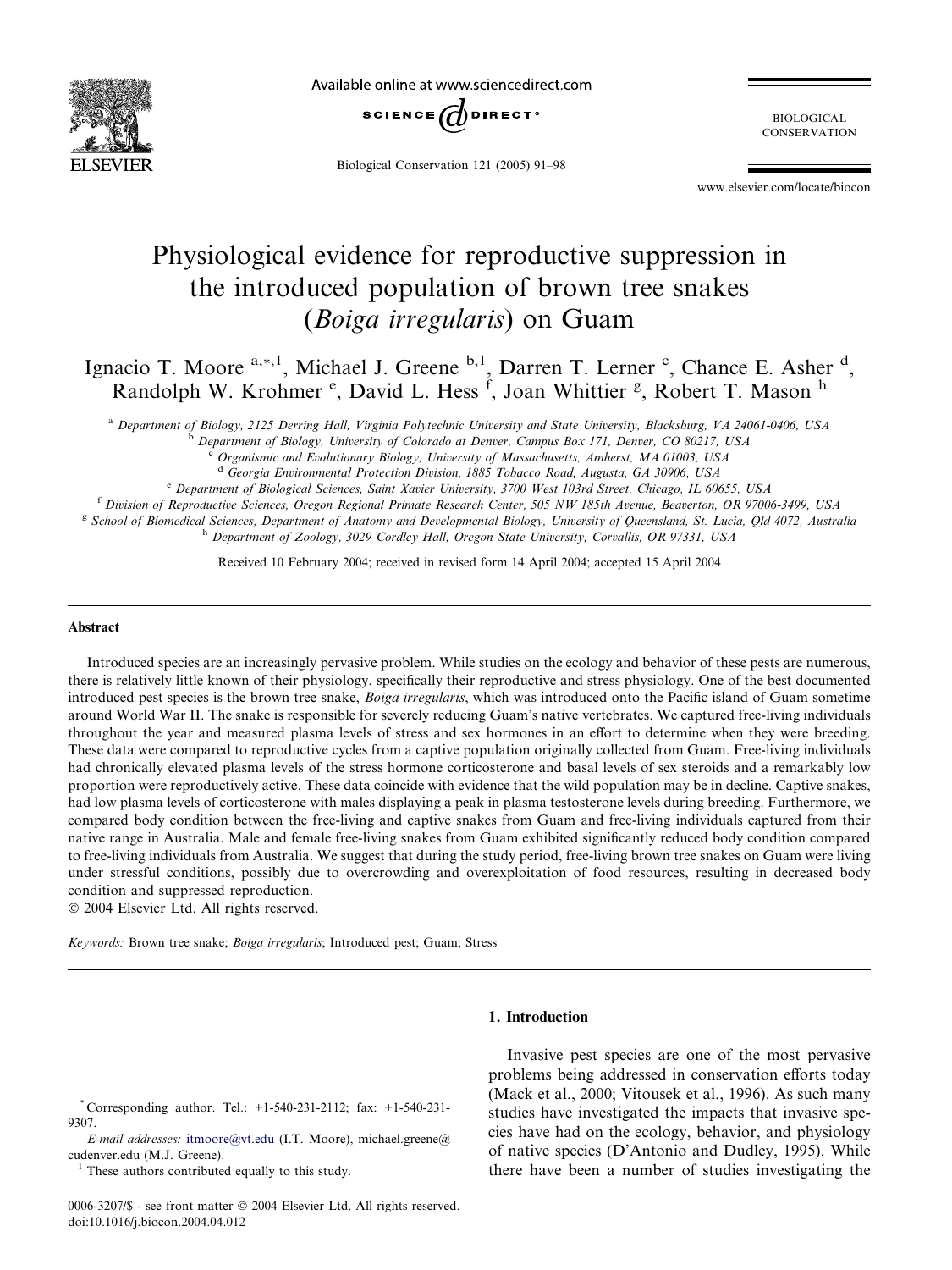# Physiological evidence for reproductive suppression in the introduced population of brown tree snakes (*Boiga irregularis*) on Guam

Ignacio T. Moore [a,*,1], Michael J. Greene [b,1], Darren T. Lerner [c], Chance E. Asher [d], Randolph W. Krohmer [e], David L. Hess [f], Joan Whittier [g], Robert T. Mason [h]

[a] Department of Biology, 2125 Derring Hall, Virginia Polytechnic University and State University, Blacksburg, VA 24061-0406, USA
[b] Department of Biology, University of Colorado at Denver, Campus Box 171, Denver, CO 80217, USA
[c] Organismic and Evolutionary Biology, University of Massachusetts, Amherst, MA 01003, USA
[d] Georgia Environmental Protection Division, 1885 Tobacco Road, Augusta, GA 30906, USA
[e] Department of Biological Sciences, Saint Xavier University, 3700 West 103rd Street, Chicago, IL 60655, USA
[f] Division of Reproductive Sciences, Oregon Regional Primate Research Center, 505 NW 185th Avenue, Beaverton, OR 97006-3499, USA
[g] School of Biomedical Sciences, Department of Anatomy and Developmental Biology, University of Queensland, St. Lucia, Qld 4072, Australia
[h] Department of Zoology, 3029 Cordley Hall, Oregon State University, Corvallis, OR 97331, USA

Received 10 February 2004; received in revised form 14 April 2004; accepted 15 April 2004

## Abstract

Introduced species are an increasingly pervasive problem. While studies on the ecology and behavior of these pests are numerous, there is relatively little known of their physiology, specifically their reproductive and stress physiology. One of the best documented introduced pest species is the brown tree snake, *Boiga irregularis*, which was introduced onto the Pacific island of Guam sometime around World War II. The snake is responsible for severely reducing Guam's native vertebrates. We captured free-living individuals throughout the year and measured plasma levels of stress and sex hormones in an effort to determine when they were breeding. These data were compared to reproductive cycles from a captive population originally collected from Guam. Free-living individuals had chronically elevated plasma levels of the stress hormone corticosterone and basal levels of sex steroids and a remarkably low proportion were reproductively active. These data coincide with evidence that the wild population may be in decline. Captive snakes, had low plasma levels of corticosterone with males displaying a peak in plasma testosterone levels during breeding. Furthermore, we compared body condition between the free-living and captive snakes from Guam and free-living individuals captured from their native range in Australia. Male and female free-living snakes from Guam exhibited significantly reduced body condition compared to free-living individuals from Australia. We suggest that during the study period, free-living brown tree snakes on Guam were living under stressful conditions, possibly due to overcrowding and overexploitation of food resources, resulting in decreased body condition and suppressed reproduction.

© 2004 Elsevier Ltd. All rights reserved.

*Keywords:* Brown tree snake; *Boiga irregularis*; Introduced pest; Guam; Stress

## 1. Introduction

Invasive pest species are one of the most pervasive problems being addressed in conservation efforts today (Mack et al., 2000; Vitousek et al., 1996). As such many studies have investigated the impacts that invasive species have had on the ecology, behavior, and physiology of native species (D'Antonio and Dudley, 1995). While there have been a number of studies investigating the

---

* Corresponding author. Tel.: +1-540-231-2112; fax: +1-540-231-9307.
*E-mail addresses:* itmoore@vt.edu (I.T. Moore), michael.greene@cudenver.edu (M.J. Greene).
[1] These authors contributed equally to this study.

0006-3207/$ - see front matter © 2004 Elsevier Ltd. All rights reserved.
doi:10.1016/j.biocon.2004.04.012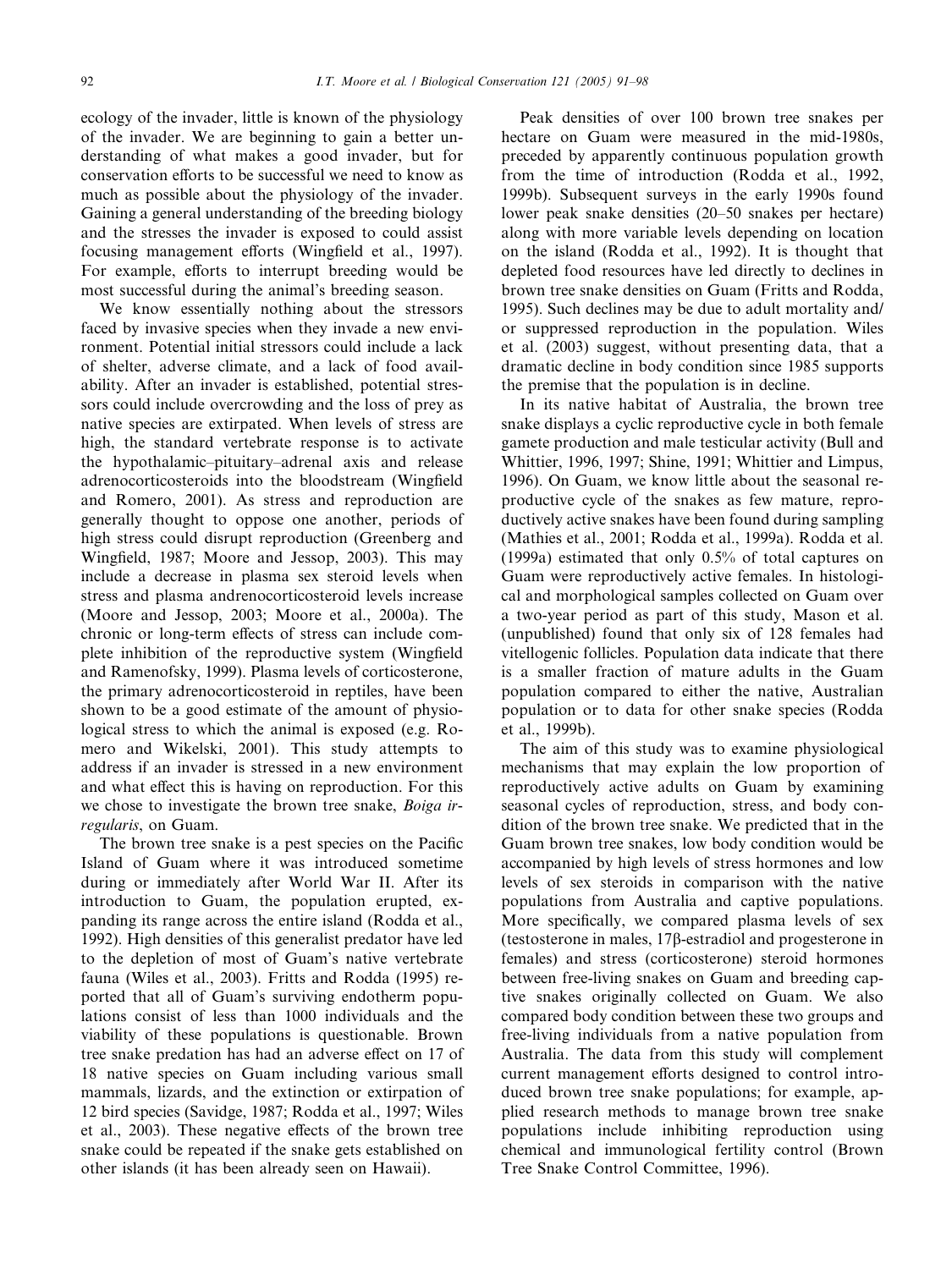ecology of the invader, little is known of the physiology of the invader. We are beginning to gain a better understanding of what makes a good invader, but for conservation efforts to be successful we need to know as much as possible about the physiology of the invader. Gaining a general understanding of the breeding biology and the stresses the invader is exposed to could assist focusing management efforts (Wingfield et al., 1997). For example, efforts to interrupt breeding would be most successful during the animal's breeding season.

We know essentially nothing about the stressors faced by invasive species when they invade a new environment. Potential initial stressors could include a lack of shelter, adverse climate, and a lack of food availability. After an invader is established, potential stressors could include overcrowding and the loss of prey as native species are extirpated. When levels of stress are high, the standard vertebrate response is to activate the hypothalamic–pituitary–adrenal axis and release adrenocorticosteroids into the bloodstream (Wingfield and Romero, 2001). As stress and reproduction are generally thought to oppose one another, periods of high stress could disrupt reproduction (Greenberg and Wingfield, 1987; Moore and Jessop, 2003). This may include a decrease in plasma sex steroid levels when stress and plasma andrenocorticosteroid levels increase (Moore and Jessop, 2003; Moore et al., 2000a). The chronic or long-term effects of stress can include complete inhibition of the reproductive system (Wingfield and Ramenofsky, 1999). Plasma levels of corticosterone, the primary adrenocorticosteroid in reptiles, have been shown to be a good estimate of the amount of physiological stress to which the animal is exposed (e.g. Romero and Wikelski, 2001). This study attempts to address if an invader is stressed in a new environment and what effect this is having on reproduction. For this we chose to investigate the brown tree snake, *Boiga irregularis*, on Guam.

The brown tree snake is a pest species on the Pacific Island of Guam where it was introduced sometime during or immediately after World War II. After its introduction to Guam, the population erupted, expanding its range across the entire island (Rodda et al., 1992). High densities of this generalist predator have led to the depletion of most of Guam's native vertebrate fauna (Wiles et al., 2003). Fritts and Rodda (1995) reported that all of Guam's surviving endotherm populations consist of less than 1000 individuals and the viability of these populations is questionable. Brown tree snake predation has had an adverse effect on 17 of 18 native species on Guam including various small mammals, lizards, and the extinction or extirpation of 12 bird species (Savidge, 1987; Rodda et al., 1997; Wiles et al., 2003). These negative effects of the brown tree snake could be repeated if the snake gets established on other islands (it has been already seen on Hawaii).

Peak densities of over 100 brown tree snakes per hectare on Guam were measured in the mid-1980s, preceded by apparently continuous population growth from the time of introduction (Rodda et al., 1992, 1999b). Subsequent surveys in the early 1990s found lower peak snake densities (20–50 snakes per hectare) along with more variable levels depending on location on the island (Rodda et al., 1992). It is thought that depleted food resources have led directly to declines in brown tree snake densities on Guam (Fritts and Rodda, 1995). Such declines may be due to adult mortality and/or suppressed reproduction in the population. Wiles et al. (2003) suggest, without presenting data, that a dramatic decline in body condition since 1985 supports the premise that the population is in decline.

In its native habitat of Australia, the brown tree snake displays a cyclic reproductive cycle in both female gamete production and male testicular activity (Bull and Whittier, 1996, 1997; Shine, 1991; Whittier and Limpus, 1996). On Guam, we know little about the seasonal reproductive cycle of the snakes as few mature, reproductively active snakes have been found during sampling (Mathies et al., 2001; Rodda et al., 1999a). Rodda et al. (1999a) estimated that only 0.5% of total captures on Guam were reproductively active females. In histological and morphological samples collected on Guam over a two-year period as part of this study, Mason et al. (unpublished) found that only six of 128 females had vitellogenic follicles. Population data indicate that there is a smaller fraction of mature adults in the Guam population compared to either the native, Australian population or to data for other snake species (Rodda et al., 1999b).

The aim of this study was to examine physiological mechanisms that may explain the low proportion of reproductively active adults on Guam by examining seasonal cycles of reproduction, stress, and body condition of the brown tree snake. We predicted that in the Guam brown tree snakes, low body condition would be accompanied by high levels of stress hormones and low levels of sex steroids in comparison with the native populations from Australia and captive populations. More specifically, we compared plasma levels of sex (testosterone in males, 17β-estradiol and progesterone in females) and stress (corticosterone) steroid hormones between free-living snakes on Guam and breeding captive snakes originally collected on Guam. We also compared body condition between these two groups and free-living individuals from a native population from Australia. The data from this study will complement current management efforts designed to control introduced brown tree snake populations; for example, applied research methods to manage brown tree snake populations include inhibiting reproduction using chemical and immunological fertility control (Brown Tree Snake Control Committee, 1996).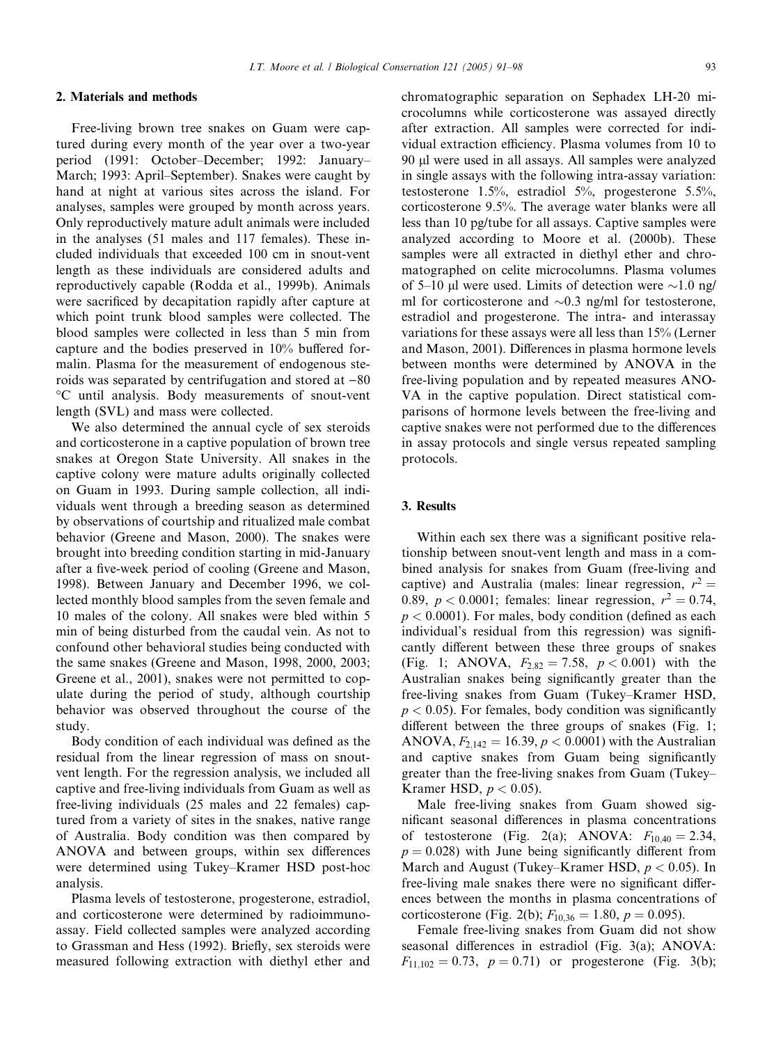## 2. Materials and methods

Free-living brown tree snakes on Guam were captured during every month of the year over a two-year period (1991: October–December; 1992: January–March; 1993: April–September). Snakes were caught by hand at night at various sites across the island. For analyses, samples were grouped by month across years. Only reproductively mature adult animals were included in the analyses (51 males and 117 females). These included individuals that exceeded 100 cm in snout-vent length as these individuals are considered adults and reproductively capable (Rodda et al., 1999b). Animals were sacrificed by decapitation rapidly after capture at which point trunk blood samples were collected. The blood samples were collected in less than 5 min from capture and the bodies preserved in 10% buffered formalin. Plasma for the measurement of endogenous steroids was separated by centrifugation and stored at −80 °C until analysis. Body measurements of snout-vent length (SVL) and mass were collected.

We also determined the annual cycle of sex steroids and corticosterone in a captive population of brown tree snakes at Oregon State University. All snakes in the captive colony were mature adults originally collected on Guam in 1993. During sample collection, all individuals went through a breeding season as determined by observations of courtship and ritualized male combat behavior (Greene and Mason, 2000). The snakes were brought into breeding condition starting in mid-January after a five-week period of cooling (Greene and Mason, 1998). Between January and December 1996, we collected monthly blood samples from the seven female and 10 males of the colony. All snakes were bled within 5 min of being disturbed from the caudal vein. As not to confound other behavioral studies being conducted with the same snakes (Greene and Mason, 1998, 2000, 2003; Greene et al., 2001), snakes were not permitted to copulate during the period of study, although courtship behavior was observed throughout the course of the study.

Body condition of each individual was defined as the residual from the linear regression of mass on snout-vent length. For the regression analysis, we included all captive and free-living individuals from Guam as well as free-living individuals (25 males and 22 females) captured from a variety of sites in the snakes, native range of Australia. Body condition was then compared by ANOVA and between groups, within sex differences were determined using Tukey–Kramer HSD post-hoc analysis.

Plasma levels of testosterone, progesterone, estradiol, and corticosterone were determined by radioimmunoassay. Field collected samples were analyzed according to Grassman and Hess (1992). Briefly, sex steroids were measured following extraction with diethyl ether and chromatographic separation on Sephadex LH-20 microcolumns while corticosterone was assayed directly after extraction. All samples were corrected for individual extraction efficiency. Plasma volumes from 10 to 90 μl were used in all assays. All samples were analyzed in single assays with the following intra-assay variation: testosterone 1.5%, estradiol 5%, progesterone 5.5%, corticosterone 9.5%. The average water blanks were all less than 10 pg/tube for all assays. Captive samples were analyzed according to Moore et al. (2000b). These samples were all extracted in diethyl ether and chromatographed on celite microcolumns. Plasma volumes of 5–10 μl were used. Limits of detection were ∼1.0 ng/ml for corticosterone and ∼0.3 ng/ml for testosterone, estradiol and progesterone. The intra- and interassay variations for these assays were all less than 15% (Lerner and Mason, 2001). Differences in plasma hormone levels between months were determined by ANOVA in the free-living population and by repeated measures ANOVA in the captive population. Direct statistical comparisons of hormone levels between the free-living and captive snakes were not performed due to the differences in assay protocols and single versus repeated sampling protocols.

## 3. Results

Within each sex there was a significant positive relationship between snout-vent length and mass in a combined analysis for snakes from Guam (free-living and captive) and Australia (males: linear regression, $r^2 = 0.89$, $p < 0.0001$; females: linear regression, $r^2 = 0.74$, $p < 0.0001$). For males, body condition (defined as each individual's residual from this regression) was significantly different between these three groups of snakes (Fig. 1; ANOVA, $F_{2,82} = 7.58$, $p < 0.001$) with the Australian snakes being significantly greater than the free-living snakes from Guam (Tukey–Kramer HSD, $p < 0.05$). For females, body condition was significantly different between the three groups of snakes (Fig. 1; ANOVA, $F_{2,142} = 16.39$, $p < 0.0001$) with the Australian and captive snakes from Guam being significantly greater than the free-living snakes from Guam (Tukey–Kramer HSD, $p < 0.05$).

Male free-living snakes from Guam showed significant seasonal differences in plasma concentrations of testosterone (Fig. 2(a); ANOVA: $F_{10,40} = 2.34$, $p = 0.028$) with June being significantly different from March and August (Tukey–Kramer HSD, $p < 0.05$). In free-living male snakes there were no significant differences between the months in plasma concentrations of corticosterone (Fig. 2(b); $F_{10,36} = 1.80$, $p = 0.095$).

Female free-living snakes from Guam did not show seasonal differences in estradiol (Fig. 3(a); ANOVA: $F_{11,102} = 0.73$, $p = 0.71$) or progesterone (Fig. 3(b);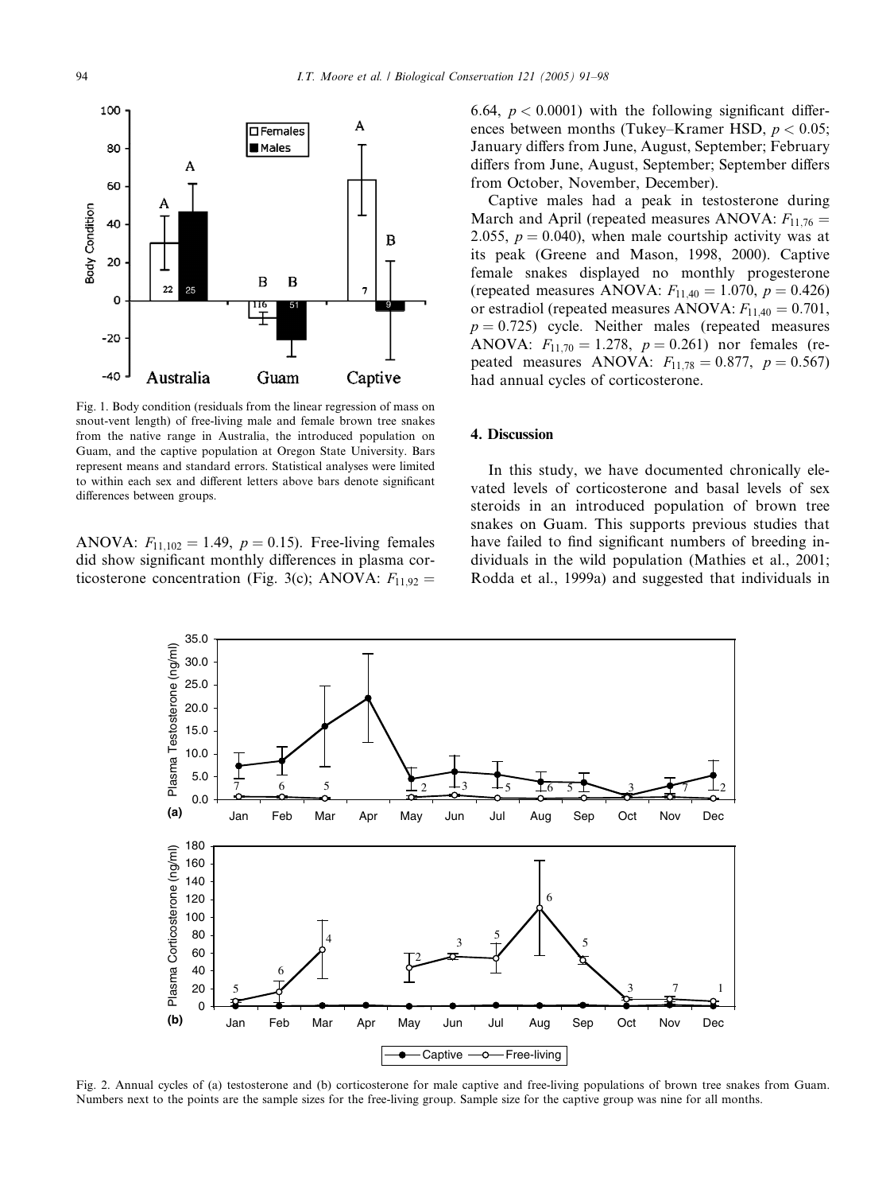Fig. 1. Body condition (residuals from the linear regression of mass on snout-vent length) of free-living male and female brown tree snakes from the native range in Australia, the introduced population on Guam, and the captive population at Oregon State University. Bars represent means and standard errors. Statistical analyses were limited to within each sex and different letters above bars denote significant differences between groups.

ANOVA: $F_{11,102} = 1.49$, $p = 0.15$). Free-living females did show significant monthly differences in plasma corticosterone concentration (Fig. 3(c); ANOVA: $F_{11,92} = 6.64$, $p < 0.0001$) with the following significant differences between months (Tukey–Kramer HSD, $p < 0.05$; January differs from June, August, September; February differs from June, August, September; September differs from October, November, December).

Captive males had a peak in testosterone during March and April (repeated measures ANOVA: $F_{11,76} = 2.055$, $p = 0.040$), when male courtship activity was at its peak (Greene and Mason, 1998, 2000). Captive female snakes displayed no monthly progesterone (repeated measures ANOVA: $F_{11,40} = 1.070$, $p = 0.426$) or estradiol (repeated measures ANOVA: $F_{11,40} = 0.701$, $p = 0.725$) cycle. Neither males (repeated measures ANOVA: $F_{11,70} = 1.278$, $p = 0.261$) nor females (repeated measures ANOVA: $F_{11,78} = 0.877$, $p = 0.567$) had annual cycles of corticosterone.

## 4. Discussion

In this study, we have documented chronically elevated levels of corticosterone and basal levels of sex steroids in an introduced population of brown tree snakes on Guam. This supports previous studies that have failed to find significant numbers of breeding individuals in the wild population (Mathies et al., 2001; Rodda et al., 1999a) and suggested that individuals in

Fig. 2. Annual cycles of (a) testosterone and (b) corticosterone for male captive and free-living populations of brown tree snakes from Guam. Numbers next to the points are the sample sizes for the free-living group. Sample size for the captive group was nine for all months.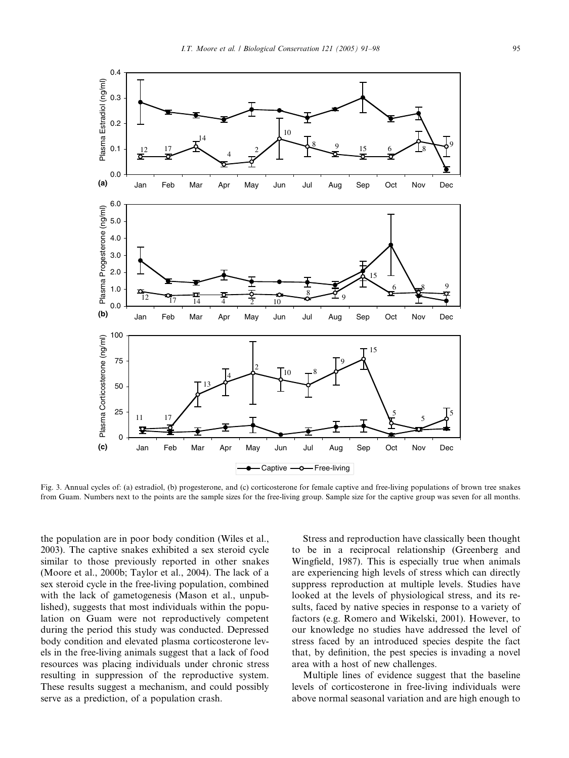Fig. 3. Annual cycles of: (a) estradiol, (b) progesterone, and (c) corticosterone for female captive and free-living populations of brown tree snakes from Guam. Numbers next to the points are the sample sizes for the free-living group. Sample size for the captive group was seven for all months.

the population are in poor body condition (Wiles et al., 2003). The captive snakes exhibited a sex steroid cycle similar to those previously reported in other snakes (Moore et al., 2000b; Taylor et al., 2004). The lack of a sex steroid cycle in the free-living population, combined with the lack of gametogenesis (Mason et al., unpublished), suggests that most individuals within the population on Guam were not reproductively competent during the period this study was conducted. Depressed body condition and elevated plasma corticosterone levels in the free-living animals suggest that a lack of food resources was placing individuals under chronic stress resulting in suppression of the reproductive system. These results suggest a mechanism, and could possibly serve as a prediction, of a population crash.

Stress and reproduction have classically been thought to be in a reciprocal relationship (Greenberg and Wingfield, 1987). This is especially true when animals are experiencing high levels of stress which can directly suppress reproduction at multiple levels. Studies have looked at the levels of physiological stress, and its results, faced by native species in response to a variety of factors (e.g. Romero and Wikelski, 2001). However, to our knowledge no studies have addressed the level of stress faced by an introduced species despite the fact that, by definition, the pest species is invading a novel area with a host of new challenges.

Multiple lines of evidence suggest that the baseline levels of corticosterone in free-living individuals were above normal seasonal variation and are high enough to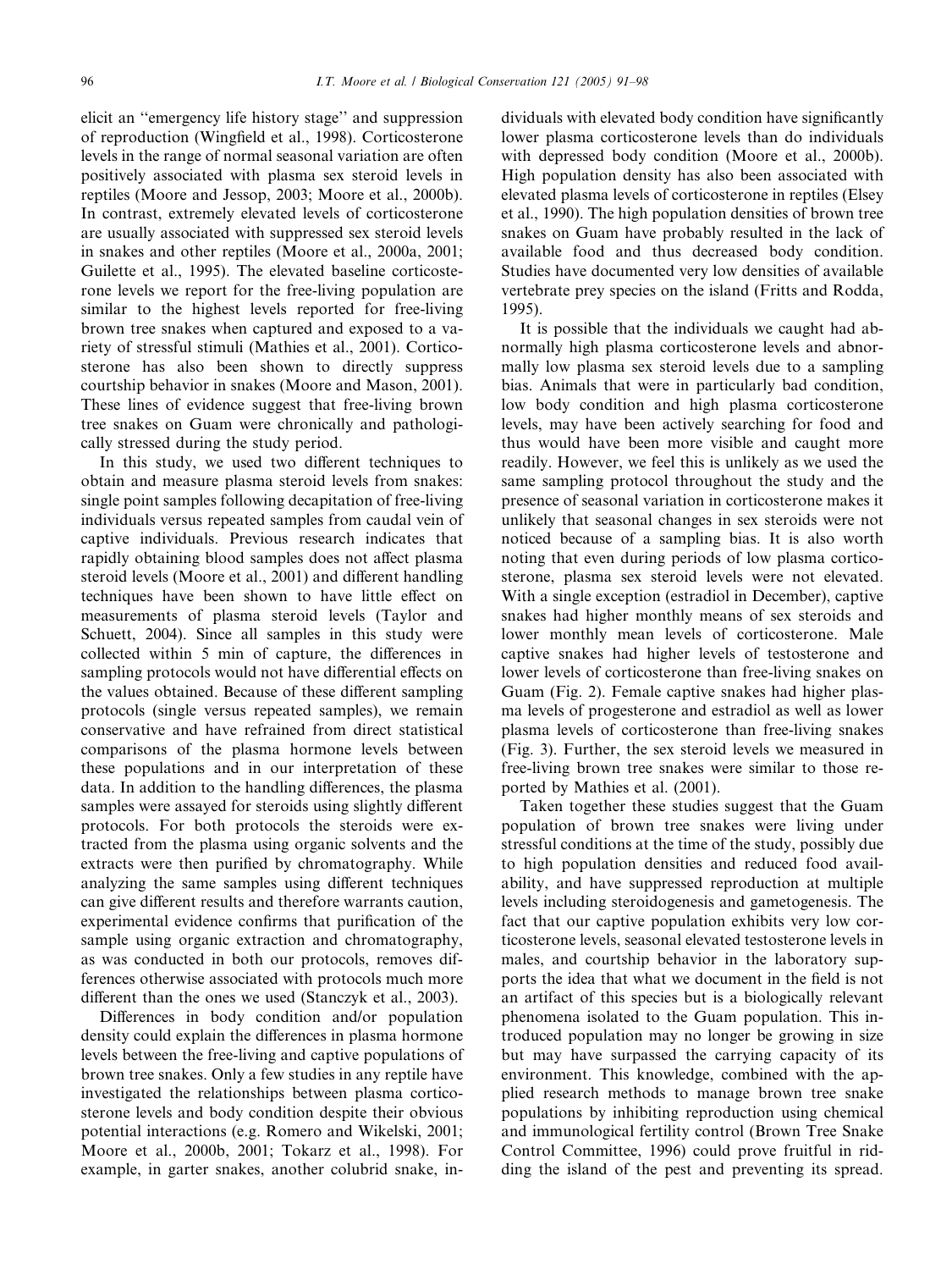elicit an ''emergency life history stage'' and suppression of reproduction (Wingfield et al., 1998). Corticosterone levels in the range of normal seasonal variation are often positively associated with plasma sex steroid levels in reptiles (Moore and Jessop, 2003; Moore et al., 2000b). In contrast, extremely elevated levels of corticosterone are usually associated with suppressed sex steroid levels in snakes and other reptiles (Moore et al., 2000a, 2001; Guilette et al., 1995). The elevated baseline corticosterone levels we report for the free-living population are similar to the highest levels reported for free-living brown tree snakes when captured and exposed to a variety of stressful stimuli (Mathies et al., 2001). Corticosterone has also been shown to directly suppress courtship behavior in snakes (Moore and Mason, 2001). These lines of evidence suggest that free-living brown tree snakes on Guam were chronically and pathologically stressed during the study period.

In this study, we used two different techniques to obtain and measure plasma steroid levels from snakes: single point samples following decapitation of free-living individuals versus repeated samples from caudal vein of captive individuals. Previous research indicates that rapidly obtaining blood samples does not affect plasma steroid levels (Moore et al., 2001) and different handling techniques have been shown to have little effect on measurements of plasma steroid levels (Taylor and Schuett, 2004). Since all samples in this study were collected within 5 min of capture, the differences in sampling protocols would not have differential effects on the values obtained. Because of these different sampling protocols (single versus repeated samples), we remain conservative and have refrained from direct statistical comparisons of the plasma hormone levels between these populations and in our interpretation of these data. In addition to the handling differences, the plasma samples were assayed for steroids using slightly different protocols. For both protocols the steroids were extracted from the plasma using organic solvents and the extracts were then purified by chromatography. While analyzing the same samples using different techniques can give different results and therefore warrants caution, experimental evidence confirms that purification of the sample using organic extraction and chromatography, as was conducted in both our protocols, removes differences otherwise associated with protocols much more different than the ones we used (Stanczyk et al., 2003).

Differences in body condition and/or population density could explain the differences in plasma hormone levels between the free-living and captive populations of brown tree snakes. Only a few studies in any reptile have investigated the relationships between plasma corticosterone levels and body condition despite their obvious potential interactions (e.g. Romero and Wikelski, 2001; Moore et al., 2000b, 2001; Tokarz et al., 1998). For example, in garter snakes, another colubrid snake, individuals with elevated body condition have significantly lower plasma corticosterone levels than do individuals with depressed body condition (Moore et al., 2000b). High population density has also been associated with elevated plasma levels of corticosterone in reptiles (Elsey et al., 1990). The high population densities of brown tree snakes on Guam have probably resulted in the lack of available food and thus decreased body condition. Studies have documented very low densities of available vertebrate prey species on the island (Fritts and Rodda, 1995).

It is possible that the individuals we caught had abnormally high plasma corticosterone levels and abnormally low plasma sex steroid levels due to a sampling bias. Animals that were in particularly bad condition, low body condition and high plasma corticosterone levels, may have been actively searching for food and thus would have been more visible and caught more readily. However, we feel this is unlikely as we used the same sampling protocol throughout the study and the presence of seasonal variation in corticosterone makes it unlikely that seasonal changes in sex steroids were not noticed because of a sampling bias. It is also worth noting that even during periods of low plasma corticosterone, plasma sex steroid levels were not elevated. With a single exception (estradiol in December), captive snakes had higher monthly means of sex steroids and lower monthly mean levels of corticosterone. Male captive snakes had higher levels of testosterone and lower levels of corticosterone than free-living snakes on Guam (Fig. 2). Female captive snakes had higher plasma levels of progesterone and estradiol as well as lower plasma levels of corticosterone than free-living snakes (Fig. 3). Further, the sex steroid levels we measured in free-living brown tree snakes were similar to those reported by Mathies et al. (2001).

Taken together these studies suggest that the Guam population of brown tree snakes were living under stressful conditions at the time of the study, possibly due to high population densities and reduced food availability, and have suppressed reproduction at multiple levels including steroidogenesis and gametogenesis. The fact that our captive population exhibits very low corticosterone levels, seasonal elevated testosterone levels in males, and courtship behavior in the laboratory supports the idea that what we document in the field is not an artifact of this species but is a biologically relevant phenomena isolated to the Guam population. This introduced population may no longer be growing in size but may have surpassed the carrying capacity of its environment. This knowledge, combined with the applied research methods to manage brown tree snake populations by inhibiting reproduction using chemical and immunological fertility control (Brown Tree Snake Control Committee, 1996) could prove fruitful in ridding the island of the pest and preventing its spread.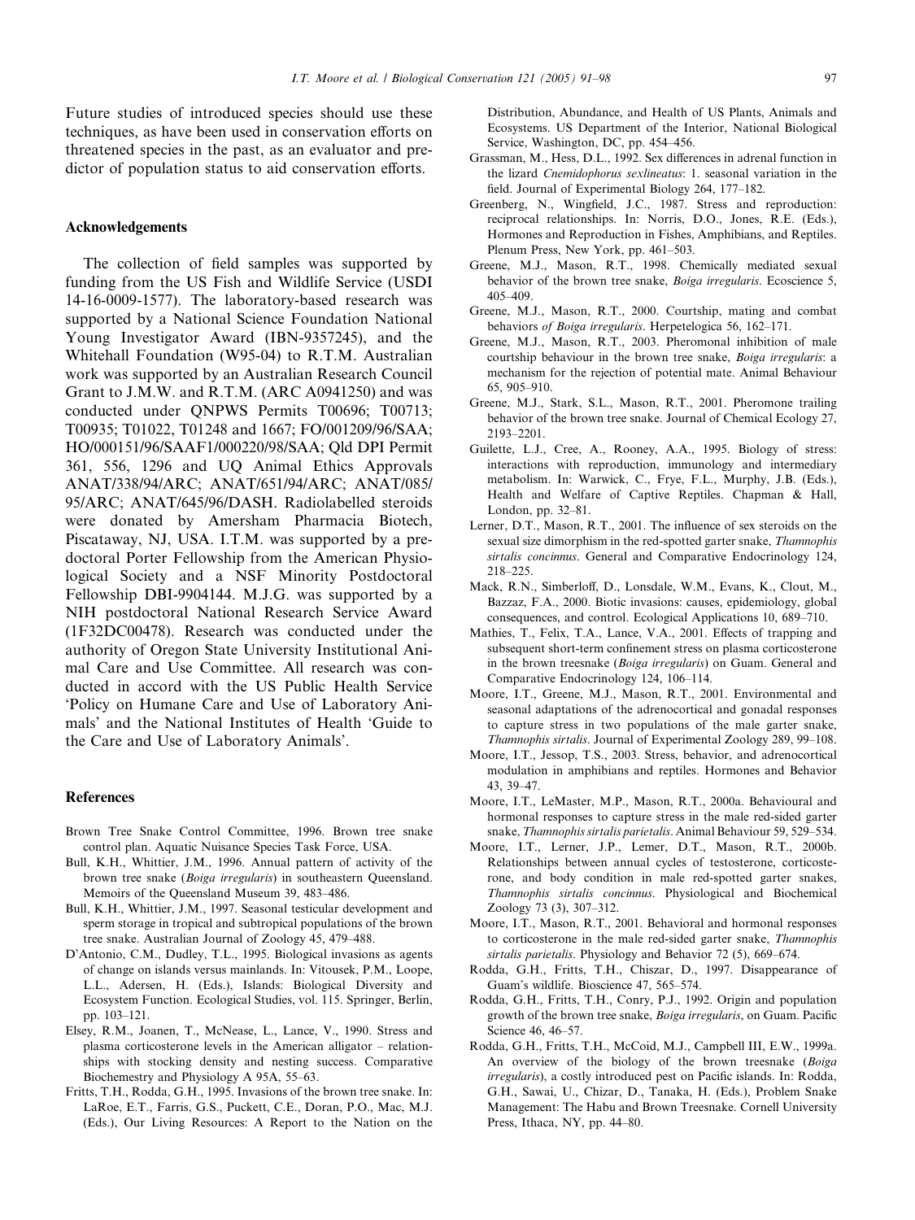Future studies of introduced species should use these techniques, as have been used in conservation efforts on threatened species in the past, as an evaluator and predictor of population status to aid conservation efforts.

## Acknowledgements

The collection of field samples was supported by funding from the US Fish and Wildlife Service (USDI 14-16-0009-1577). The laboratory-based research was supported by a National Science Foundation National Young Investigator Award (IBN-9357245), and the Whitehall Foundation (W95-04) to R.T.M. Australian work was supported by an Australian Research Council Grant to J.M.W. and R.T.M. (ARC A0941250) and was conducted under QNPWS Permits T00696; T00713; T00935; T01022, T01248 and 1667; FO/001209/96/SAA; HO/000151/96/SAAF1/000220/98/SAA; Qld DPI Permit 361, 556, 1296 and UQ Animal Ethics Approvals ANAT/338/94/ARC; ANAT/651/94/ARC; ANAT/085/95/ARC; ANAT/645/96/DASH. Radiolabelled steroids were donated by Amersham Pharmacia Biotech, Piscataway, NJ, USA. I.T.M. was supported by a predoctoral Porter Fellowship from the American Physiological Society and a NSF Minority Postdoctoral Fellowship DBI-9904144. M.J.G. was supported by a NIH postdoctoral National Research Service Award (1F32DC00478). Research was conducted under the authority of Oregon State University Institutional Animal Care and Use Committee. All research was conducted in accord with the US Public Health Service 'Policy on Humane Care and Use of Laboratory Animals' and the National Institutes of Health 'Guide to the Care and Use of Laboratory Animals'.

## References

Brown Tree Snake Control Committee, 1996. Brown tree snake control plan. Aquatic Nuisance Species Task Force, USA.

Bull, K.H., Whittier, J.M., 1996. Annual pattern of activity of the brown tree snake (*Boiga irregularis*) in southeastern Queensland. Memoirs of the Queensland Museum 39, 483–486.

Bull, K.H., Whittier, J.M., 1997. Seasonal testicular development and sperm storage in tropical and subtropical populations of the brown tree snake. Australian Journal of Zoology 45, 479–488.

D'Antonio, C.M., Dudley, T.L., 1995. Biological invasions as agents of change on islands versus mainlands. In: Vitousek, P.M., Loope, L.L., Adersen, H. (Eds.), Islands: Biological Diversity and Ecosystem Function. Ecological Studies, vol. 115. Springer, Berlin, pp. 103–121.

Elsey, R.M., Joanen, T., McNease, L., Lance, V., 1990. Stress and plasma corticosterone levels in the American alligator – relationships with stocking density and nesting success. Comparative Biochemistry and Physiology A 95A, 55–63.

Fritts, T.H., Rodda, G.H., 1995. Invasions of the brown tree snake. In: LaRoe, E.T., Farris, G.S., Puckett, C.E., Doran, P.O., Mac, M.J. (Eds.), Our Living Resources: A Report to the Nation on the Distribution, Abundance, and Health of US Plants, Animals and Ecosystems. US Department of the Interior, National Biological Service, Washington, DC, pp. 454–456.

Grassman, M., Hess, D.L., 1992. Sex differences in adrenal function in the lizard *Cnemidophorus sexlineatus*: 1. seasonal variation in the field. Journal of Experimental Biology 264, 177–182.

Greenberg, N., Wingfield, J.C., 1987. Stress and reproduction: reciprocal relationships. In: Norris, D.O., Jones, R.E. (Eds.), Hormones and Reproduction in Fishes, Amphibians, and Reptiles. Plenum Press, New York, pp. 461–503.

Greene, M.J., Mason, R.T., 1998. Chemically mediated sexual behavior of the brown tree snake, *Boiga irregularis*. Ecoscience 5, 405–409.

Greene, M.J., Mason, R.T., 2000. Courtship, mating and combat behaviors *of Boiga irregularis*. Herpetelogica 56, 162–171.

Greene, M.J., Mason, R.T., 2003. Pheromonal inhibition of male courtship behaviour in the brown tree snake, *Boiga irregularis*: a mechanism for the rejection of potential mate. Animal Behaviour 65, 905–910.

Greene, M.J., Stark, S.L., Mason, R.T., 2001. Pheromone trailing behavior of the brown tree snake. Journal of Chemical Ecology 27, 2193–2201.

Guilette, L.J., Cree, A., Rooney, A.A., 1995. Biology of stress: interactions with reproduction, immunology and intermediary metabolism. In: Warwick, C., Frye, F.L., Murphy, J.B. (Eds.), Health and Welfare of Captive Reptiles. Chapman & Hall, London, pp. 32–81.

Lerner, D.T., Mason, R.T., 2001. The influence of sex steroids on the sexual size dimorphism in the red-spotted garter snake, *Thamnophis sirtalis concinnus*. General and Comparative Endocrinology 124, 218–225.

Mack, R.N., Simberloff, D., Lonsdale, W.M., Evans, K., Clout, M., Bazzaz, F.A., 2000. Biotic invasions: causes, epidemiology, global consequences, and control. Ecological Applications 10, 689–710.

Mathies, T., Felix, T.A., Lance, V.A., 2001. Effects of trapping and subsequent short-term confinement stress on plasma corticosterone in the brown treesnake (*Boiga irregularis*) on Guam. General and Comparative Endocrinology 124, 106–114.

Moore, I.T., Greene, M.J., Mason, R.T., 2001. Environmental and seasonal adaptations of the adrenocortical and gonadal responses to capture stress in two populations of the male garter snake, *Thamnophis sirtalis*. Journal of Experimental Zoology 289, 99–108.

Moore, I.T., Jessop, T.S., 2003. Stress, behavior, and adrenocortical modulation in amphibians and reptiles. Hormones and Behavior 43, 39–47.

Moore, I.T., LeMaster, M.P., Mason, R.T., 2000a. Behavioural and hormonal responses to capture stress in the male red-sided garter snake, *Thamnophis sirtalis parietalis*. Animal Behaviour 59, 529–534.

Moore, I.T., Lerner, J.P., Lemer, D.T., Mason, R.T., 2000b. Relationships between annual cycles of testosterone, corticosterone, and body condition in male red-spotted garter snakes, *Thamnophis sirtalis concinnus*. Physiological and Biochemical Zoology 73 (3), 307–312.

Moore, I.T., Mason, R.T., 2001. Behavioral and hormonal responses to corticosterone in the male red-sided garter snake, *Thamnophis sirtalis parietalis*. Physiology and Behavior 72 (5), 669–674.

Rodda, G.H., Fritts, T.H., Chiszar, D., 1997. Disappearance of Guam's wildlife. Bioscience 47, 565–574.

Rodda, G.H., Fritts, T.H., Conry, P.J., 1992. Origin and population growth of the brown tree snake, *Boiga irregularis*, on Guam. Pacific Science 46, 46–57.

Rodda, G.H., Fritts, T.H., McCoid, M.J., Campbell III, E.W., 1999a. An overview of the biology of the brown treesnake (*Boiga irregularis*), a costly introduced pest on Pacific islands. In: Rodda, G.H., Sawai, U., Chizar, D., Tanaka, H. (Eds.), Problem Snake Management: The Habu and Brown Treesnake. Cornell University Press, Ithaca, NY, pp. 44–80.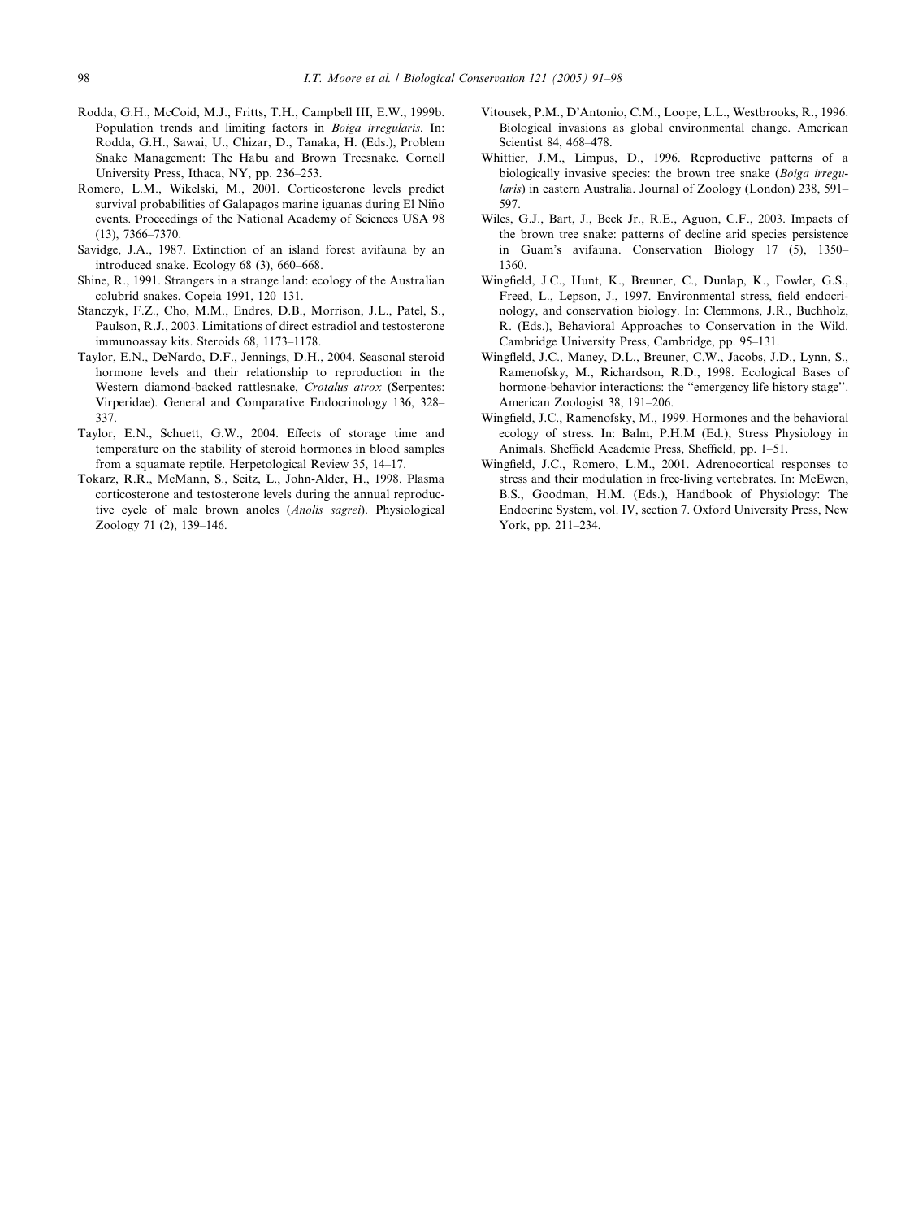Rodda, G.H., McCoid, M.J., Fritts, T.H., Campbell III, E.W., 1999b. Population trends and limiting factors in *Boiga irregularis*. In: Rodda, G.H., Sawai, U., Chizar, D., Tanaka, H. (Eds.), Problem Snake Management: The Habu and Brown Treesnake. Cornell University Press, Ithaca, NY, pp. 236–253.

Romero, L.M., Wikelski, M., 2001. Corticosterone levels predict survival probabilities of Galapagos marine iguanas during El Niño events. Proceedings of the National Academy of Sciences USA 98 (13), 7366–7370.

Savidge, J.A., 1987. Extinction of an island forest avifauna by an introduced snake. Ecology 68 (3), 660–668.

Shine, R., 1991. Strangers in a strange land: ecology of the Australian colubrid snakes. Copeia 1991, 120–131.

Stanczyk, F.Z., Cho, M.M., Endres, D.B., Morrison, J.L., Patel, S., Paulson, R.J., 2003. Limitations of direct estradiol and testosterone immunoassay kits. Steroids 68, 1173–1178.

Taylor, E.N., DeNardo, D.F., Jennings, D.H., 2004. Seasonal steroid hormone levels and their relationship to reproduction in the Western diamond-backed rattlesnake, *Crotalus atrox* (Serpentes: Virperidae). General and Comparative Endocrinology 136, 328–337.

Taylor, E.N., Schuett, G.W., 2004. Effects of storage time and temperature on the stability of steroid hormones in blood samples from a squamate reptile. Herpetological Review 35, 14–17.

Tokarz, R.R., McMann, S., Seitz, L., John-Alder, H., 1998. Plasma corticosterone and testosterone levels during the annual reproductive cycle of male brown anoles (*Anolis sagrei*). Physiological Zoology 71 (2), 139–146.

Vitousek, P.M., D'Antonio, C.M., Loope, L.L., Westbrooks, R., 1996. Biological invasions as global environmental change. American Scientist 84, 468–478.

Whittier, J.M., Limpus, D., 1996. Reproductive patterns of a biologically invasive species: the brown tree snake (*Boiga irregularis*) in eastern Australia. Journal of Zoology (London) 238, 591–597.

Wiles, G.J., Bart, J., Beck Jr., R.E., Aguon, C.F., 2003. Impacts of the brown tree snake: patterns of decline arid species persistence in Guam's avifauna. Conservation Biology 17 (5), 1350–1360.

Wingfield, J.C., Hunt, K., Breuner, C., Dunlap, K., Fowler, G.S., Freed, L., Lepson, J., 1997. Environmental stress, field endocrinology, and conservation biology. In: Clemmons, J.R., Buchholz, R. (Eds.), Behavioral Approaches to Conservation in the Wild. Cambridge University Press, Cambridge, pp. 95–131.

Wingfield, J.C., Maney, D.L., Breuner, C.W., Jacobs, J.D., Lynn, S., Ramenofsky, M., Richardson, R.D., 1998. Ecological Bases of hormone-behavior interactions: the "emergency life history stage". American Zoologist 38, 191–206.

Wingfield, J.C., Ramenofsky, M., 1999. Hormones and the behavioral ecology of stress. In: Balm, P.H.M (Ed.), Stress Physiology in Animals. Sheffield Academic Press, Sheffield, pp. 1–51.

Wingfield, J.C., Romero, L.M., 2001. Adrenocortical responses to stress and their modulation in free-living vertebrates. In: McEwen, B.S., Goodman, H.M. (Eds.), Handbook of Physiology: The Endocrine System, vol. IV, section 7. Oxford University Press, New York, pp. 211–234.